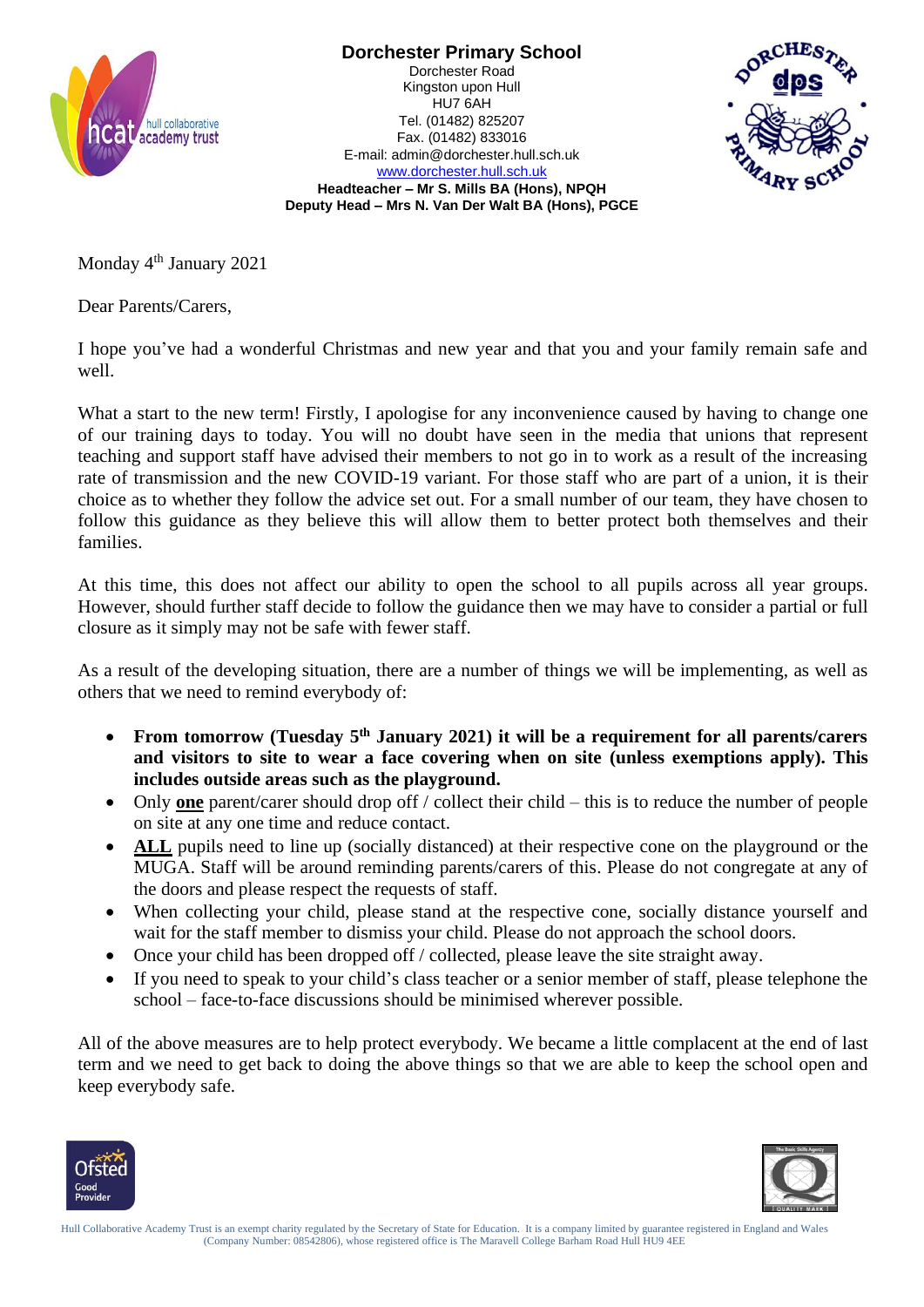**Dorchester Primary School**
Dorchester Road
Kingston upon Hull
HU7 6AH
Tel. (01482) 825207
Fax. (01482) 833016
E-mail: admin@dorchester.hull.sch.uk
www.dorchester.hull.sch.uk
**Headteacher – Mr S. Mills BA (Hons), NPQH**
**Deputy Head – Mrs N. Van Der Walt BA (Hons), PGCE**

Monday 4th January 2021

Dear Parents/Carers,

I hope you've had a wonderful Christmas and new year and that you and your family remain safe and well.

What a start to the new term! Firstly, I apologise for any inconvenience caused by having to change one of our training days to today. You will no doubt have seen in the media that unions that represent teaching and support staff have advised their members to not go in to work as a result of the increasing rate of transmission and the new COVID-19 variant. For those staff who are part of a union, it is their choice as to whether they follow the advice set out. For a small number of our team, they have chosen to follow this guidance as they believe this will allow them to better protect both themselves and their families.

At this time, this does not affect our ability to open the school to all pupils across all year groups. However, should further staff decide to follow the guidance then we may have to consider a partial or full closure as it simply may not be safe with fewer staff.

As a result of the developing situation, there are a number of things we will be implementing, as well as others that we need to remind everybody of:

- **From tomorrow (Tuesday 5th January 2021) it will be a requirement for all parents/carers and visitors to site to wear a face covering when on site (unless exemptions apply). This includes outside areas such as the playground.**
- Only **one** parent/carer should drop off / collect their child – this is to reduce the number of people on site at any one time and reduce contact.
- **ALL** pupils need to line up (socially distanced) at their respective cone on the playground or the MUGA. Staff will be around reminding parents/carers of this. Please do not congregate at any of the doors and please respect the requests of staff.
- When collecting your child, please stand at the respective cone, socially distance yourself and wait for the staff member to dismiss your child. Please do not approach the school doors.
- Once your child has been dropped off / collected, please leave the site straight away.
- If you need to speak to your child's class teacher or a senior member of staff, please telephone the school – face-to-face discussions should be minimised wherever possible.

All of the above measures are to help protect everybody. We became a little complacent at the end of last term and we need to get back to doing the above things so that we are able to keep the school open and keep everybody safe.

Hull Collaborative Academy Trust is an exempt charity regulated by the Secretary of State for Education. It is a company limited by guarantee registered in England and Wales (Company Number: 08542806), whose registered office is The Maravell College Barham Road Hull HU9 4EE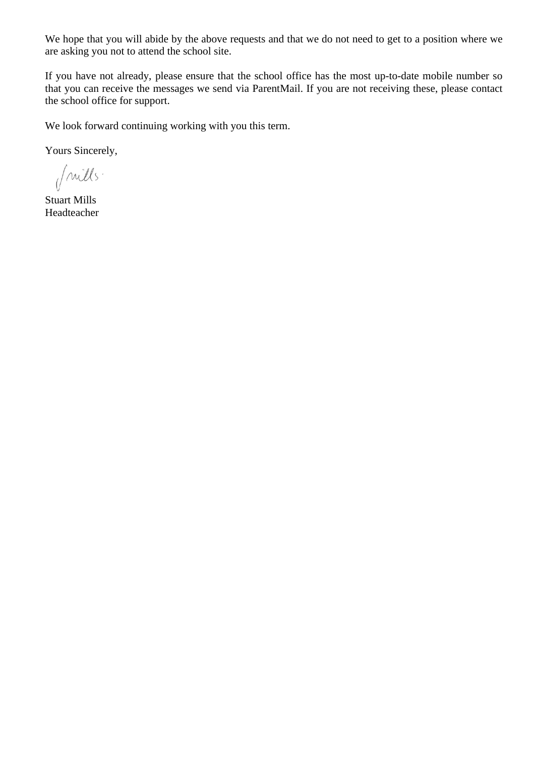We hope that you will abide by the above requests and that we do not need to get to a position where we are asking you not to attend the school site.

If you have not already, please ensure that the school office has the most up-to-date mobile number so that you can receive the messages we send via ParentMail. If you are not receiving these, please contact the school office for support.

We look forward continuing working with you this term.

Yours Sincerely,

Stuart Mills
Headteacher